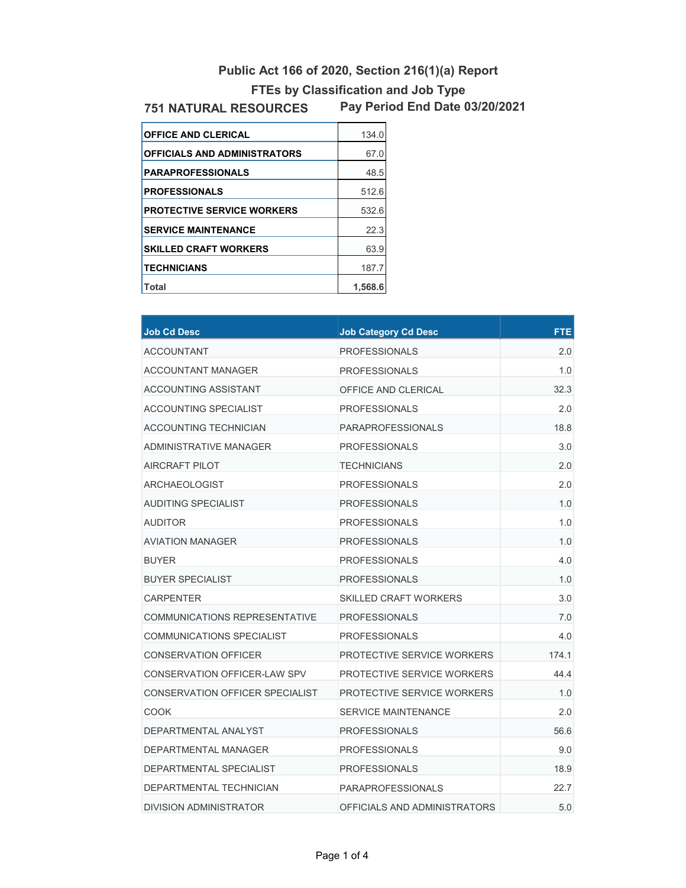# Public Act 166 of 2020, Section 216(1)(a) Report

## FTEs by Classification and Job Type

**751 NATURAL RESOURCES** **Pay Period End Date 03/20/2021**

| Classification | FTE |
|---|---|
| **OFFICE AND CLERICAL** | 134.0 |
| **OFFICIALS AND ADMINISTRATORS** | 67.0 |
| **PARAPROFESSIONALS** | 48.5 |
| **PROFESSIONALS** | 512.6 |
| **PROTECTIVE SERVICE WORKERS** | 532.6 |
| **SERVICE MAINTENANCE** | 22.3 |
| **SKILLED CRAFT WORKERS** | 63.9 |
| **TECHNICIANS** | 187.7 |
| **Total** | **1,568.6** |

| Job Cd Desc | Job Category Cd Desc | FTE |
|---|---|---|
| ACCOUNTANT | PROFESSIONALS | 2.0 |
| ACCOUNTANT MANAGER | PROFESSIONALS | 1.0 |
| ACCOUNTING ASSISTANT | OFFICE AND CLERICAL | 32.3 |
| ACCOUNTING SPECIALIST | PROFESSIONALS | 2.0 |
| ACCOUNTING TECHNICIAN | PARAPROFESSIONALS | 18.8 |
| ADMINISTRATIVE MANAGER | PROFESSIONALS | 3.0 |
| AIRCRAFT PILOT | TECHNICIANS | 2.0 |
| ARCHAEOLOGIST | PROFESSIONALS | 2.0 |
| AUDITING SPECIALIST | PROFESSIONALS | 1.0 |
| AUDITOR | PROFESSIONALS | 1.0 |
| AVIATION MANAGER | PROFESSIONALS | 1.0 |
| BUYER | PROFESSIONALS | 4.0 |
| BUYER SPECIALIST | PROFESSIONALS | 1.0 |
| CARPENTER | SKILLED CRAFT WORKERS | 3.0 |
| COMMUNICATIONS REPRESENTATIVE | PROFESSIONALS | 7.0 |
| COMMUNICATIONS SPECIALIST | PROFESSIONALS | 4.0 |
| CONSERVATION OFFICER | PROTECTIVE SERVICE WORKERS | 174.1 |
| CONSERVATION OFFICER-LAW SPV | PROTECTIVE SERVICE WORKERS | 44.4 |
| CONSERVATION OFFICER SPECIALIST | PROTECTIVE SERVICE WORKERS | 1.0 |
| COOK | SERVICE MAINTENANCE | 2.0 |
| DEPARTMENTAL ANALYST | PROFESSIONALS | 56.6 |
| DEPARTMENTAL MANAGER | PROFESSIONALS | 9.0 |
| DEPARTMENTAL SPECIALIST | PROFESSIONALS | 18.9 |
| DEPARTMENTAL TECHNICIAN | PARAPROFESSIONALS | 22.7 |
| DIVISION ADMINISTRATOR | OFFICIALS AND ADMINISTRATORS | 5.0 |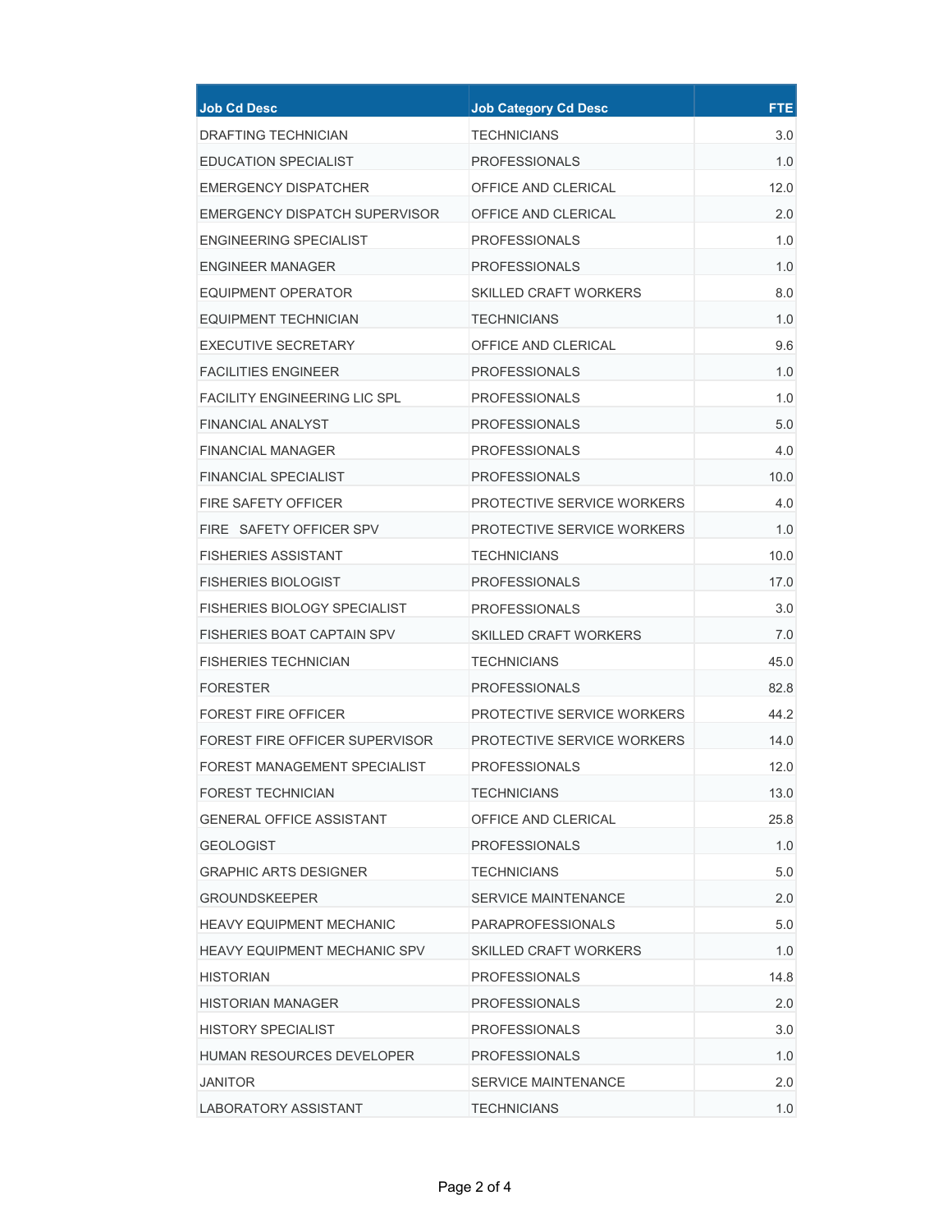| Job Cd Desc | Job Category Cd Desc | FTE |
| --- | --- | --- |
| DRAFTING TECHNICIAN | TECHNICIANS | 3.0 |
| EDUCATION SPECIALIST | PROFESSIONALS | 1.0 |
| EMERGENCY DISPATCHER | OFFICE AND CLERICAL | 12.0 |
| EMERGENCY DISPATCH SUPERVISOR | OFFICE AND CLERICAL | 2.0 |
| ENGINEERING SPECIALIST | PROFESSIONALS | 1.0 |
| ENGINEER MANAGER | PROFESSIONALS | 1.0 |
| EQUIPMENT OPERATOR | SKILLED CRAFT WORKERS | 8.0 |
| EQUIPMENT TECHNICIAN | TECHNICIANS | 1.0 |
| EXECUTIVE SECRETARY | OFFICE AND CLERICAL | 9.6 |
| FACILITIES ENGINEER | PROFESSIONALS | 1.0 |
| FACILITY ENGINEERING LIC SPL | PROFESSIONALS | 1.0 |
| FINANCIAL ANALYST | PROFESSIONALS | 5.0 |
| FINANCIAL MANAGER | PROFESSIONALS | 4.0 |
| FINANCIAL SPECIALIST | PROFESSIONALS | 10.0 |
| FIRE SAFETY OFFICER | PROTECTIVE SERVICE WORKERS | 4.0 |
| FIRE SAFETY OFFICER SPV | PROTECTIVE SERVICE WORKERS | 1.0 |
| FISHERIES ASSISTANT | TECHNICIANS | 10.0 |
| FISHERIES BIOLOGIST | PROFESSIONALS | 17.0 |
| FISHERIES BIOLOGY SPECIALIST | PROFESSIONALS | 3.0 |
| FISHERIES BOAT CAPTAIN SPV | SKILLED CRAFT WORKERS | 7.0 |
| FISHERIES TECHNICIAN | TECHNICIANS | 45.0 |
| FORESTER | PROFESSIONALS | 82.8 |
| FOREST FIRE OFFICER | PROTECTIVE SERVICE WORKERS | 44.2 |
| FOREST FIRE OFFICER SUPERVISOR | PROTECTIVE SERVICE WORKERS | 14.0 |
| FOREST MANAGEMENT SPECIALIST | PROFESSIONALS | 12.0 |
| FOREST TECHNICIAN | TECHNICIANS | 13.0 |
| GENERAL OFFICE ASSISTANT | OFFICE AND CLERICAL | 25.8 |
| GEOLOGIST | PROFESSIONALS | 1.0 |
| GRAPHIC ARTS DESIGNER | TECHNICIANS | 5.0 |
| GROUNDSKEEPER | SERVICE MAINTENANCE | 2.0 |
| HEAVY EQUIPMENT MECHANIC | PARAPROFESSIONALS | 5.0 |
| HEAVY EQUIPMENT MECHANIC SPV | SKILLED CRAFT WORKERS | 1.0 |
| HISTORIAN | PROFESSIONALS | 14.8 |
| HISTORIAN MANAGER | PROFESSIONALS | 2.0 |
| HISTORY SPECIALIST | PROFESSIONALS | 3.0 |
| HUMAN RESOURCES DEVELOPER | PROFESSIONALS | 1.0 |
| JANITOR | SERVICE MAINTENANCE | 2.0 |
| LABORATORY ASSISTANT | TECHNICIANS | 1.0 |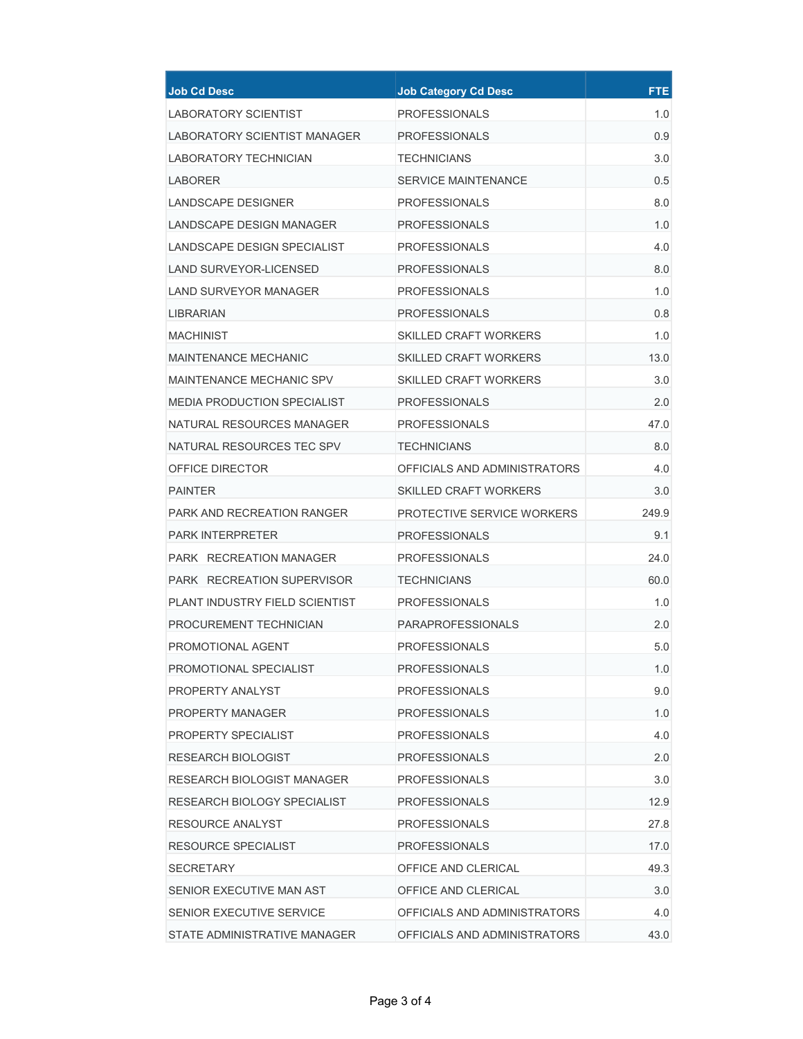| Job Cd Desc | Job Category Cd Desc | FTE |
|---|---|---|
| LABORATORY SCIENTIST | PROFESSIONALS | 1.0 |
| LABORATORY SCIENTIST MANAGER | PROFESSIONALS | 0.9 |
| LABORATORY TECHNICIAN | TECHNICIANS | 3.0 |
| LABORER | SERVICE MAINTENANCE | 0.5 |
| LANDSCAPE DESIGNER | PROFESSIONALS | 8.0 |
| LANDSCAPE DESIGN MANAGER | PROFESSIONALS | 1.0 |
| LANDSCAPE DESIGN SPECIALIST | PROFESSIONALS | 4.0 |
| LAND SURVEYOR-LICENSED | PROFESSIONALS | 8.0 |
| LAND SURVEYOR MANAGER | PROFESSIONALS | 1.0 |
| LIBRARIAN | PROFESSIONALS | 0.8 |
| MACHINIST | SKILLED CRAFT WORKERS | 1.0 |
| MAINTENANCE MECHANIC | SKILLED CRAFT WORKERS | 13.0 |
| MAINTENANCE MECHANIC SPV | SKILLED CRAFT WORKERS | 3.0 |
| MEDIA PRODUCTION SPECIALIST | PROFESSIONALS | 2.0 |
| NATURAL RESOURCES MANAGER | PROFESSIONALS | 47.0 |
| NATURAL RESOURCES TEC SPV | TECHNICIANS | 8.0 |
| OFFICE DIRECTOR | OFFICIALS AND ADMINISTRATORS | 4.0 |
| PAINTER | SKILLED CRAFT WORKERS | 3.0 |
| PARK AND RECREATION RANGER | PROTECTIVE SERVICE WORKERS | 249.9 |
| PARK INTERPRETER | PROFESSIONALS | 9.1 |
| PARK RECREATION MANAGER | PROFESSIONALS | 24.0 |
| PARK RECREATION SUPERVISOR | TECHNICIANS | 60.0 |
| PLANT INDUSTRY FIELD SCIENTIST | PROFESSIONALS | 1.0 |
| PROCUREMENT TECHNICIAN | PARAPROFESSIONALS | 2.0 |
| PROMOTIONAL AGENT | PROFESSIONALS | 5.0 |
| PROMOTIONAL SPECIALIST | PROFESSIONALS | 1.0 |
| PROPERTY ANALYST | PROFESSIONALS | 9.0 |
| PROPERTY MANAGER | PROFESSIONALS | 1.0 |
| PROPERTY SPECIALIST | PROFESSIONALS | 4.0 |
| RESEARCH BIOLOGIST | PROFESSIONALS | 2.0 |
| RESEARCH BIOLOGIST MANAGER | PROFESSIONALS | 3.0 |
| RESEARCH BIOLOGY SPECIALIST | PROFESSIONALS | 12.9 |
| RESOURCE ANALYST | PROFESSIONALS | 27.8 |
| RESOURCE SPECIALIST | PROFESSIONALS | 17.0 |
| SECRETARY | OFFICE AND CLERICAL | 49.3 |
| SENIOR EXECUTIVE MAN AST | OFFICE AND CLERICAL | 3.0 |
| SENIOR EXECUTIVE SERVICE | OFFICIALS AND ADMINISTRATORS | 4.0 |
| STATE ADMINISTRATIVE MANAGER | OFFICIALS AND ADMINISTRATORS | 43.0 |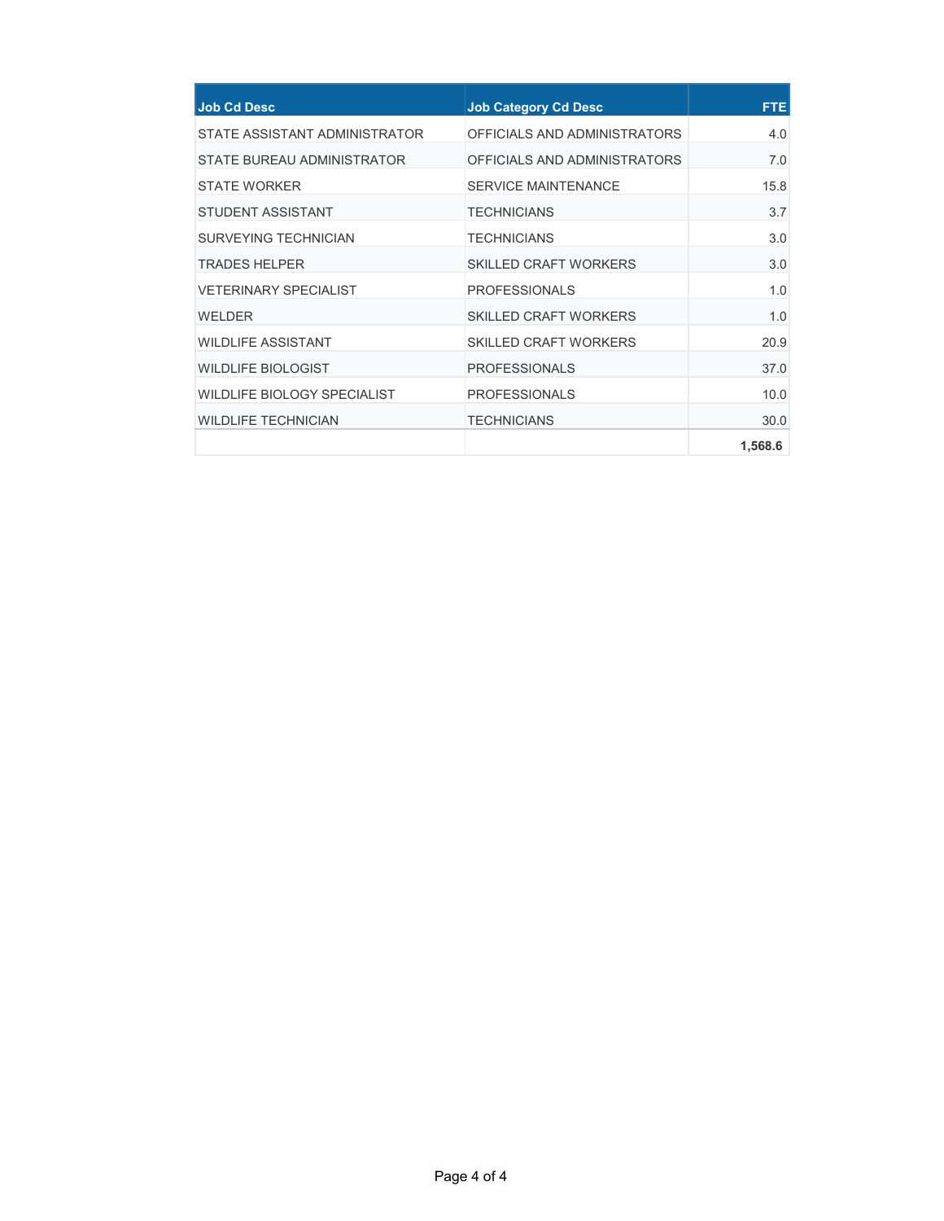| Job Cd Desc | Job Category Cd Desc | FTE |
| --- | --- | --- |
| STATE ASSISTANT ADMINISTRATOR | OFFICIALS AND ADMINISTRATORS | 4.0 |
| STATE BUREAU ADMINISTRATOR | OFFICIALS AND ADMINISTRATORS | 7.0 |
| STATE WORKER | SERVICE MAINTENANCE | 15.8 |
| STUDENT ASSISTANT | TECHNICIANS | 3.7 |
| SURVEYING TECHNICIAN | TECHNICIANS | 3.0 |
| TRADES HELPER | SKILLED CRAFT WORKERS | 3.0 |
| VETERINARY SPECIALIST | PROFESSIONALS | 1.0 |
| WELDER | SKILLED CRAFT WORKERS | 1.0 |
| WILDLIFE ASSISTANT | SKILLED CRAFT WORKERS | 20.9 |
| WILDLIFE BIOLOGIST | PROFESSIONALS | 37.0 |
| WILDLIFE BIOLOGY SPECIALIST | PROFESSIONALS | 10.0 |
| WILDLIFE TECHNICIAN | TECHNICIANS | 30.0 |
| | | **1,568.6** |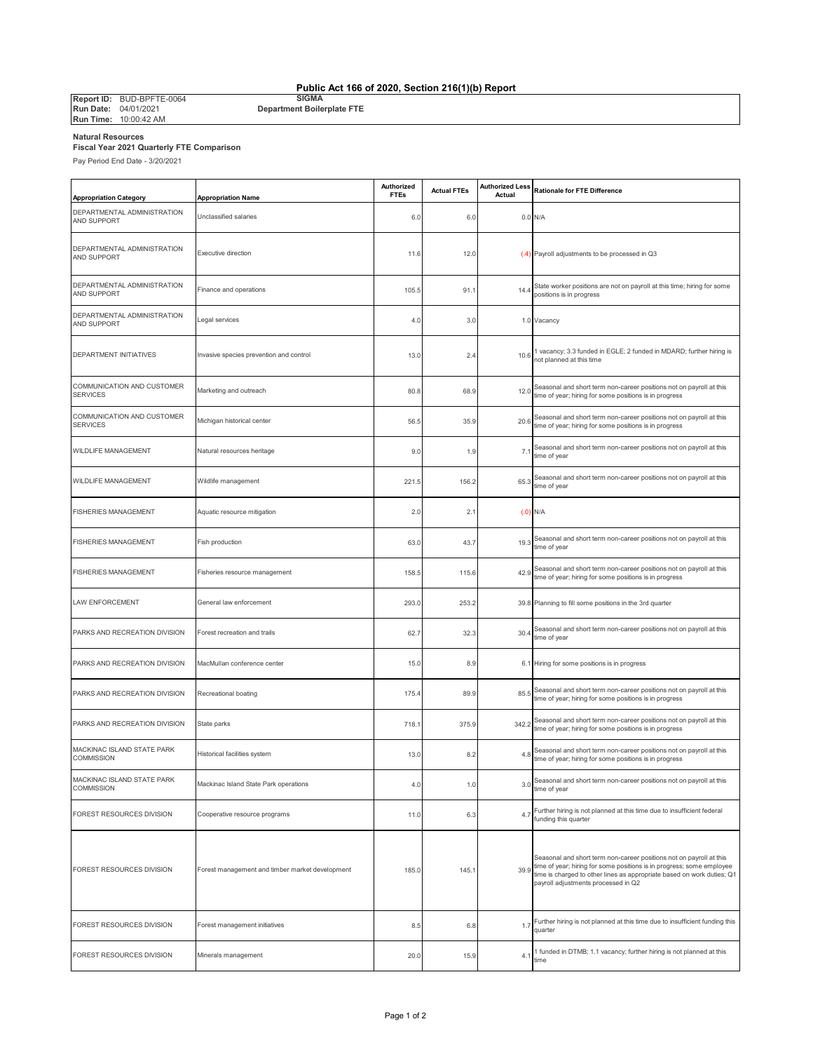# Public Act 166 of 2020, Section 216(1)(b) Report

**Report ID:** BUD-BPFTE-0064
**Run Date:** 04/01/2021
**Run Time:** 10:00:42 AM

**SIGMA**
**Department Boilerplate FTE**

**Natural Resources**
**Fiscal Year 2021 Quarterly FTE Comparison**

Pay Period End Date - 3/20/2021

| Appropriation Category | Appropriation Name | Authorized FTEs | Actual FTEs | Authorized Less Actual | Rationale for FTE Difference |
|---|---|---|---|---|---|
| DEPARTMENTAL ADMINISTRATION AND SUPPORT | Unclassified salaries | 6.0 | 6.0 | 0.0 | N/A |
| DEPARTMENTAL ADMINISTRATION AND SUPPORT | Executive direction | 11.6 | 12.0 | (.4) | Payroll adjustments to be processed in Q3 |
| DEPARTMENTAL ADMINISTRATION AND SUPPORT | Finance and operations | 105.5 | 91.1 | 14.4 | State worker positions are not on payroll at this time; hiring for some positions is in progress |
| DEPARTMENTAL ADMINISTRATION AND SUPPORT | Legal services | 4.0 | 3.0 | 1.0 | Vacancy |
| DEPARTMENT INITIATIVES | Invasive species prevention and control | 13.0 | 2.4 | 10.6 | 1 vacancy; 3.3 funded in EGLE; 2 funded in MDARD; further hiring is not planned at this time |
| COMMUNICATION AND CUSTOMER SERVICES | Marketing and outreach | 80.8 | 68.9 | 12.0 | Seasonal and short term non-career positions not on payroll at this time of year; hiring for some positions is in progress |
| COMMUNICATION AND CUSTOMER SERVICES | Michigan historical center | 56.5 | 35.9 | 20.6 | Seasonal and short term non-career positions not on payroll at this time of year; hiring for some positions is in progress |
| WILDLIFE MANAGEMENT | Natural resources heritage | 9.0 | 1.9 | 7.1 | Seasonal and short term non-career positions not on payroll at this time of year |
| WILDLIFE MANAGEMENT | Wildlife management | 221.5 | 156.2 | 65.3 | Seasonal and short term non-career positions not on payroll at this time of year |
| FISHERIES MANAGEMENT | Aquatic resource mitigation | 2.0 | 2.1 | (.0) | N/A |
| FISHERIES MANAGEMENT | Fish production | 63.0 | 43.7 | 19.3 | Seasonal and short term non-career positions not on payroll at this time of year |
| FISHERIES MANAGEMENT | Fisheries resource management | 158.5 | 115.6 | 42.9 | Seasonal and short term non-career positions not on payroll at this time of year; hiring for some positions is in progress |
| LAW ENFORCEMENT | General law enforcement | 293.0 | 253.2 | 39.8 | Planning to fill some positions in the 3rd quarter |
| PARKS AND RECREATION DIVISION | Forest recreation and trails | 62.7 | 32.3 | 30.4 | Seasonal and short term non-career positions not on payroll at this time of year |
| PARKS AND RECREATION DIVISION | MacMullan conference center | 15.0 | 8.9 | 6.1 | Hiring for some positions is in progress |
| PARKS AND RECREATION DIVISION | Recreational boating | 175.4 | 89.9 | 85.5 | Seasonal and short term non-career positions not on payroll at this time of year; hiring for some positions is in progress |
| PARKS AND RECREATION DIVISION | State parks | 718.1 | 375.9 | 342.2 | Seasonal and short term non-career positions not on payroll at this time of year; hiring for some positions is in progress |
| MACKINAC ISLAND STATE PARK COMMISSION | Historical facilities system | 13.0 | 8.2 | 4.8 | Seasonal and short term non-career positions not on payroll at this time of year; hiring for some positions is in progress |
| MACKINAC ISLAND STATE PARK COMMISSION | Mackinac Island State Park operations | 4.0 | 1.0 | 3.0 | Seasonal and short term non-career positions not on payroll at this time of year |
| FOREST RESOURCES DIVISION | Cooperative resource programs | 11.0 | 6.3 | 4.7 | Further hiring is not planned at this time due to insufficient federal funding this quarter |
| FOREST RESOURCES DIVISION | Forest management and timber market development | 185.0 | 145.1 | 39.9 | Seasonal and short term non-career positions not on payroll at this time of year; hiring for some positions is in progress; some employee time is charged to other lines as appropriate based on work duties; Q1 payroll adjustments processed in Q2 |
| FOREST RESOURCES DIVISION | Forest management initiatives | 8.5 | 6.8 | 1.7 | Further hiring is not planned at this time due to insufficient funding this quarter |
| FOREST RESOURCES DIVISION | Minerals management | 20.0 | 15.9 | 4.1 | 1 funded in DTMB; 1.1 vacancy; further hiring is not planned at this time |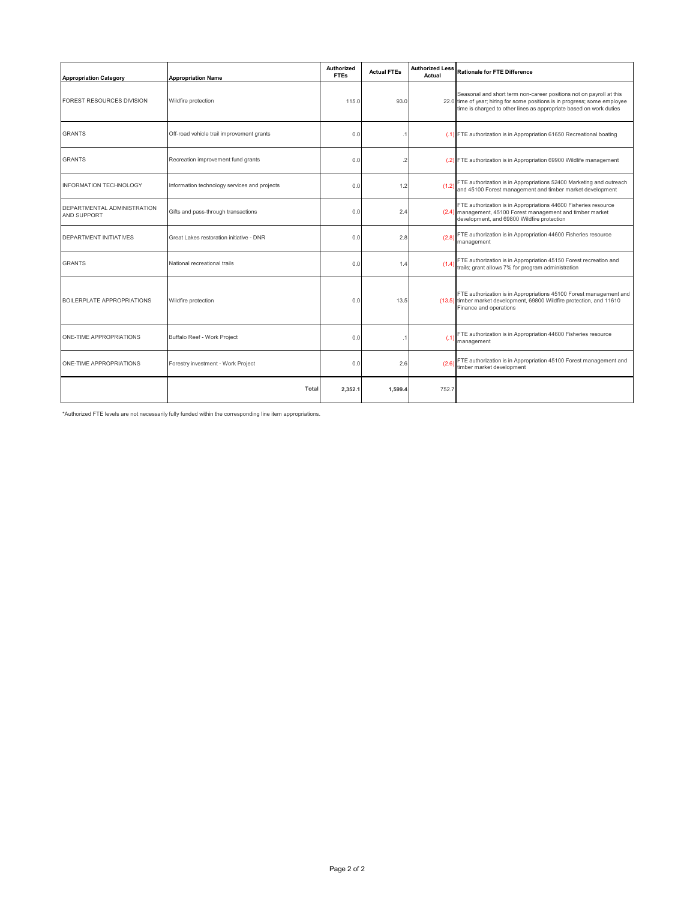| Appropriation Category | Appropriation Name | Authorized FTEs | Actual FTEs | Authorized Less Actual | Rationale for FTE Difference |
|---|---|---|---|---|---|
| FOREST RESOURCES DIVISION | Wildfire protection | 115.0 | 93.0 | 22.0 | Seasonal and short term non-career positions not on payroll at this time of year; hiring for some positions is in progress; some employee time is charged to other lines as appropriate based on work duties |
| GRANTS | Off-road vehicle trail improvement grants | 0.0 | .1 | (.1) | FTE authorization is in Appropriation 61650 Recreational boating |
| GRANTS | Recreation improvement fund grants | 0.0 | .2 | (.2) | FTE authorization is in Appropriation 69900 Wildlife management |
| INFORMATION TECHNOLOGY | Information technology services and projects | 0.0 | 1.2 | (1.2) | FTE authorization is in Appropriations 52400 Marketing and outreach and 45100 Forest management and timber market development |
| DEPARTMENTAL ADMINISTRATION AND SUPPORT | Gifts and pass-through transactions | 0.0 | 2.4 | (2.4) | FTE authorization is in Appropriations 44600 Fisheries resource management, 45100 Forest management and timber market development, and 69800 Wildfire protection |
| DEPARTMENT INITIATIVES | Great Lakes restoration initiative - DNR | 0.0 | 2.8 | (2.8) | FTE authorization is in Appropriation 44600 Fisheries resource management |
| GRANTS | National recreational trails | 0.0 | 1.4 | (1.4) | FTE authorization is in Appropriation 45150 Forest recreation and trails; grant allows 7% for program administration |
| BOILERPLATE APPROPRIATIONS | Wildfire protection | 0.0 | 13.5 | (13.5) | FTE authorization is in Appropriations 45100 Forest management and timber market development, 69800 Wildfire protection, and 11610 Finance and operations |
| ONE-TIME APPROPRIATIONS | Buffalo Reef - Work Project | 0.0 | .1 | (.1) | FTE authorization is in Appropriation 44600 Fisheries resource management |
| ONE-TIME APPROPRIATIONS | Forestry investment - Work Project | 0.0 | 2.6 | (2.6) | FTE authorization is in Appropriation 45100 Forest management and timber market development |
| | **Total** | **2,352.1** | **1,599.4** | 752.7 | |

*Authorized FTE levels are not necessarily fully funded within the corresponding line item appropriations.